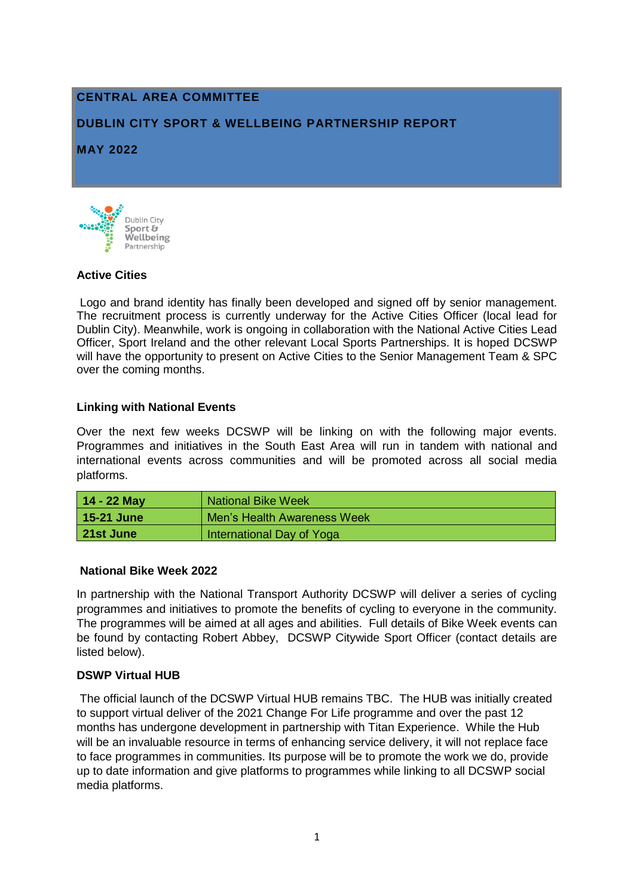# CENTRAL AREA COMMITTEE

## DUBLIN CITY SPORT & WELLBEING PARTNERSHIP REPORT

## MAY 2022

Dublin City Sport & Wellbeing Partnership

### Active Cities

Logo and brand identity has finally been developed and signed off by senior management. The recruitment process is currently underway for the Active Cities Officer (local lead for Dublin City). Meanwhile, work is ongoing in collaboration with the National Active Cities Lead Officer, Sport Ireland and the other relevant Local Sports Partnerships. It is hoped DCSWP will have the opportunity to present on Active Cities to the Senior Management Team & SPC over the coming months.

### Linking with National Events

Over the next few weeks DCSWP will be linking on with the following major events. Programmes and initiatives in the South East Area will run in tandem with national and international events across communities and will be promoted across all social media platforms.

| Date | Event |
|---|---|
| **14 - 22 May** | National Bike Week |
| **15-21 June** | Men's Health Awareness Week |
| **21st June** | International Day of Yoga |

### National Bike Week 2022

In partnership with the National Transport Authority DCSWP will deliver a series of cycling programmes and initiatives to promote the benefits of cycling to everyone in the community. The programmes will be aimed at all ages and abilities. Full details of Bike Week events can be found by contacting Robert Abbey, DCSWP Citywide Sport Officer (contact details are listed below).

### DSWP Virtual HUB

The official launch of the DCSWP Virtual HUB remains TBC. The HUB was initially created to support virtual deliver of the 2021 Change For Life programme and over the past 12 months has undergone development in partnership with Titan Experience. While the Hub will be an invaluable resource in terms of enhancing service delivery, it will not replace face to face programmes in communities. Its purpose will be to promote the work we do, provide up to date information and give platforms to programmes while linking to all DCSWP social media platforms.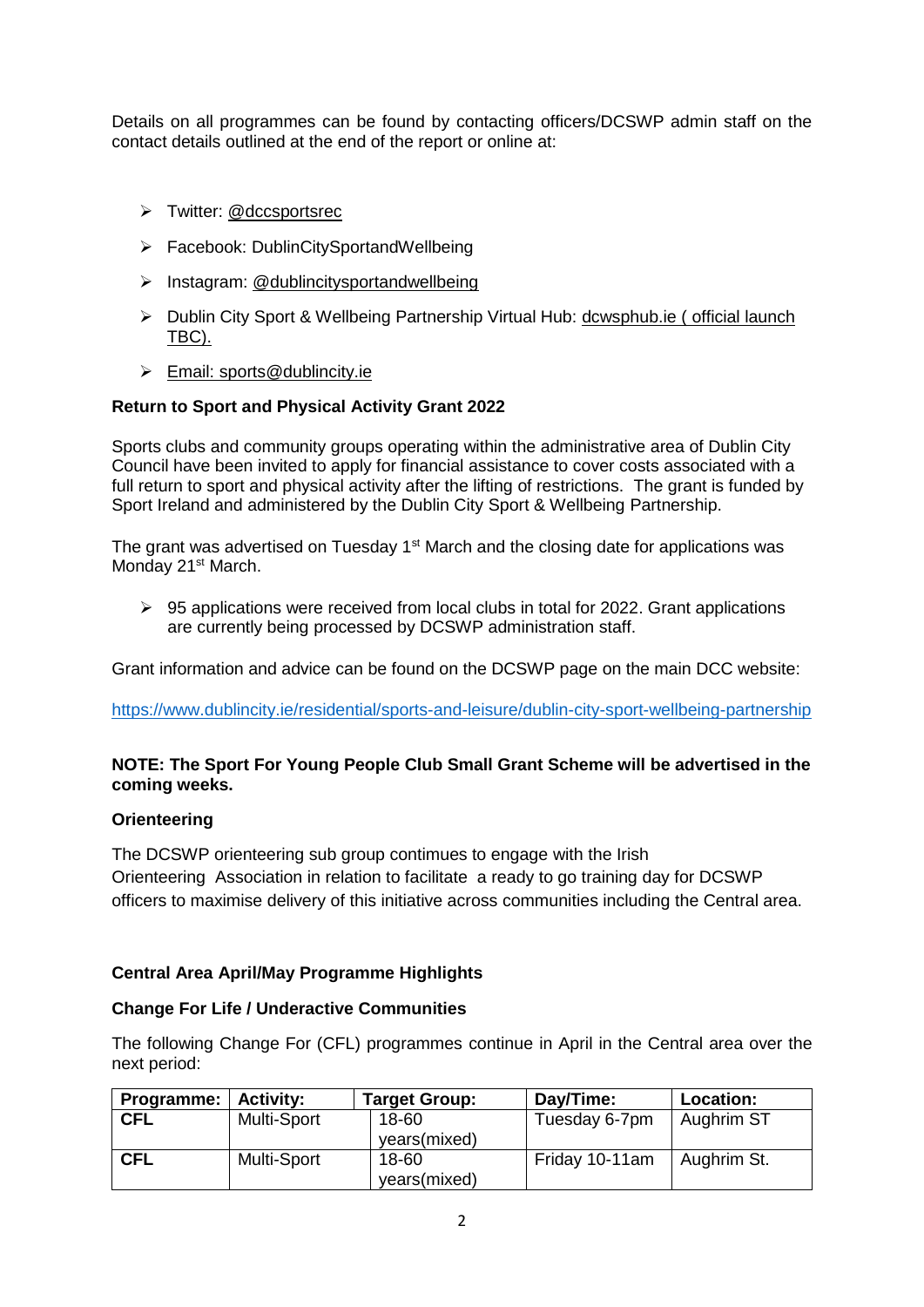Details on all programmes can be found by contacting officers/DCSWP admin staff on the contact details outlined at the end of the report or online at:

- Twitter: @dccsportsrec
- Facebook: DublinCitySportandWellbeing
- Instagram: @dublincitysportandwellbeing
- Dublin City Sport & Wellbeing Partnership Virtual Hub: dcwsphub.ie ( official launch TBC).
- Email: sports@dublincity.ie

**Return to Sport and Physical Activity Grant 2022**

Sports clubs and community groups operating within the administrative area of Dublin City Council have been invited to apply for financial assistance to cover costs associated with a full return to sport and physical activity after the lifting of restrictions. The grant is funded by Sport Ireland and administered by the Dublin City Sport & Wellbeing Partnership.

The grant was advertised on Tuesday 1st March and the closing date for applications was Monday 21st March.

- 95 applications were received from local clubs in total for 2022. Grant applications are currently being processed by DCSWP administration staff.

Grant information and advice can be found on the DCSWP page on the main DCC website:

https://www.dublincity.ie/residential/sports-and-leisure/dublin-city-sport-wellbeing-partnership

**NOTE: The Sport For Young People Club Small Grant Scheme will be advertised in the coming weeks.**

**Orienteering**

The DCSWP orienteering sub group contimues to engage with the Irish Orienteering Association in relation to facilitate a ready to go training day for DCSWP officers to maximise delivery of this initiative across communities including the Central area.

**Central Area April/May Programme Highlights**

**Change For Life / Underactive Communities**

The following Change For (CFL) programmes continue in April in the Central area over the next period:

| Programme: | Activity: | Target Group: | Day/Time: | Location: |
|---|---|---|---|---|
| **CFL** | Multi-Sport | 18-60 years(mixed) | Tuesday 6-7pm | Aughrim ST |
| **CFL** | Multi-Sport | 18-60 years(mixed) | Friday 10-11am | Aughrim St. |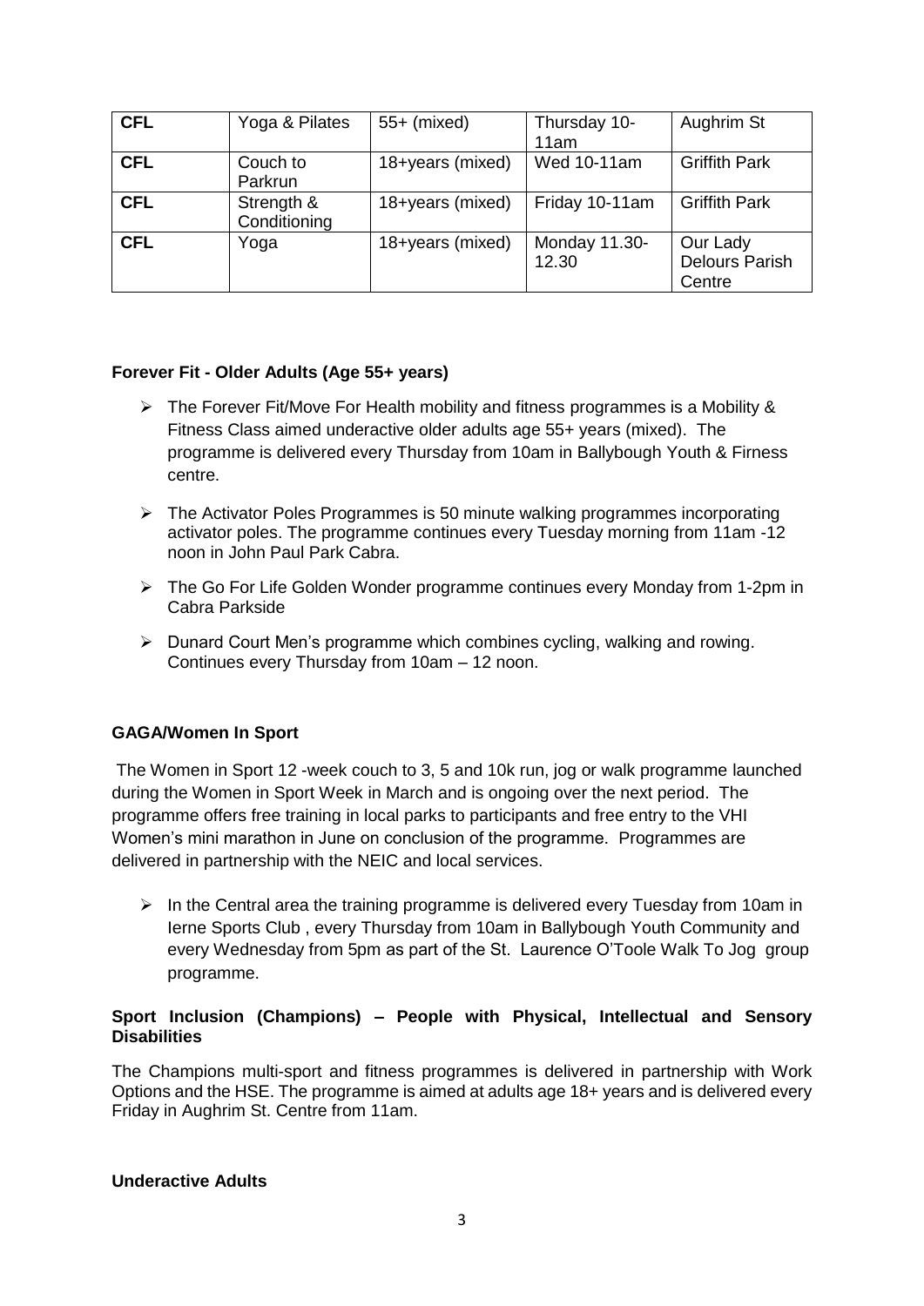| CFL | Yoga & Pilates | 55+ (mixed) | Thursday 10-11am | Aughrim St |
|---|---|---|---|---|
| CFL | Couch to Parkrun | 18+years (mixed) | Wed 10-11am | Griffith Park |
| CFL | Strength & Conditioning | 18+years (mixed) | Friday 10-11am | Griffith Park |
| CFL | Yoga | 18+years (mixed) | Monday 11.30-12.30 | Our Lady Delours Parish Centre |

**Forever Fit - Older Adults (Age 55+ years)**

- The Forever Fit/Move For Health mobility and fitness programmes is a Mobility & Fitness Class aimed underactive older adults age 55+ years (mixed). The programme is delivered every Thursday from 10am in Ballybough Youth & Firness centre.
- The Activator Poles Programmes is 50 minute walking programmes incorporating activator poles. The programme continues every Tuesday morning from 11am -12 noon in John Paul Park Cabra.
- The Go For Life Golden Wonder programme continues every Monday from 1-2pm in Cabra Parkside
- Dunard Court Men's programme which combines cycling, walking and rowing. Continues every Thursday from 10am – 12 noon.

**GAGA/Women In Sport**

The Women in Sport 12 -week couch to 3, 5 and 10k run, jog or walk programme launched during the Women in Sport Week in March and is ongoing over the next period. The programme offers free training in local parks to participants and free entry to the VHI Women's mini marathon in June on conclusion of the programme. Programmes are delivered in partnership with the NEIC and local services.

- In the Central area the training programme is delivered every Tuesday from 10am in Ierne Sports Club , every Thursday from 10am in Ballybough Youth Community and every Wednesday from 5pm as part of the St. Laurence O'Toole Walk To Jog group programme.

**Sport Inclusion (Champions) – People with Physical, Intellectual and Sensory Disabilities**

The Champions multi-sport and fitness programmes is delivered in partnership with Work Options and the HSE. The programme is aimed at adults age 18+ years and is delivered every Friday in Aughrim St. Centre from 11am.

**Underactive Adults**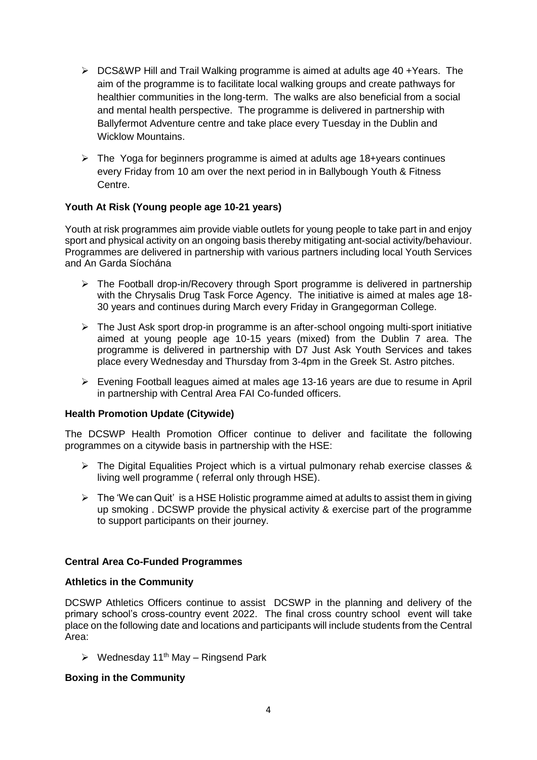- DCS&WP Hill and Trail Walking programme is aimed at adults age 40 +Years. The aim of the programme is to facilitate local walking groups and create pathways for healthier communities in the long-term. The walks are also beneficial from a social and mental health perspective. The programme is delivered in partnership with Ballyfermot Adventure centre and take place every Tuesday in the Dublin and Wicklow Mountains.
- The Yoga for beginners programme is aimed at adults age 18+years continues every Friday from 10 am over the next period in in Ballybough Youth & Fitness Centre.

**Youth At Risk (Young people age 10-21 years)**

Youth at risk programmes aim provide viable outlets for young people to take part in and enjoy sport and physical activity on an ongoing basis thereby mitigating ant-social activity/behaviour. Programmes are delivered in partnership with various partners including local Youth Services and An Garda Síochána

- The Football drop-in/Recovery through Sport programme is delivered in partnership with the Chrysalis Drug Task Force Agency. The initiative is aimed at males age 18-30 years and continues during March every Friday in Grangegorman College.
- The Just Ask sport drop-in programme is an after-school ongoing multi-sport initiative aimed at young people age 10-15 years (mixed) from the Dublin 7 area. The programme is delivered in partnership with D7 Just Ask Youth Services and takes place every Wednesday and Thursday from 3-4pm in the Greek St. Astro pitches.
- Evening Football leagues aimed at males age 13-16 years are due to resume in April in partnership with Central Area FAI Co-funded officers.

**Health Promotion Update (Citywide)**

The DCSWP Health Promotion Officer continue to deliver and facilitate the following programmes on a citywide basis in partnership with the HSE:

- The Digital Equalities Project which is a virtual pulmonary rehab exercise classes & living well programme ( referral only through HSE).
- The 'We can Quit' is a HSE Holistic programme aimed at adults to assist them in giving up smoking . DCSWP provide the physical activity & exercise part of the programme to support participants on their journey.

**Central Area Co-Funded Programmes**

**Athletics in the Community**

DCSWP Athletics Officers continue to assist DCSWP in the planning and delivery of the primary school's cross-country event 2022. The final cross country school event will take place on the following date and locations and participants will include students from the Central Area:

- Wednesday 11th May – Ringsend Park

**Boxing in the Community**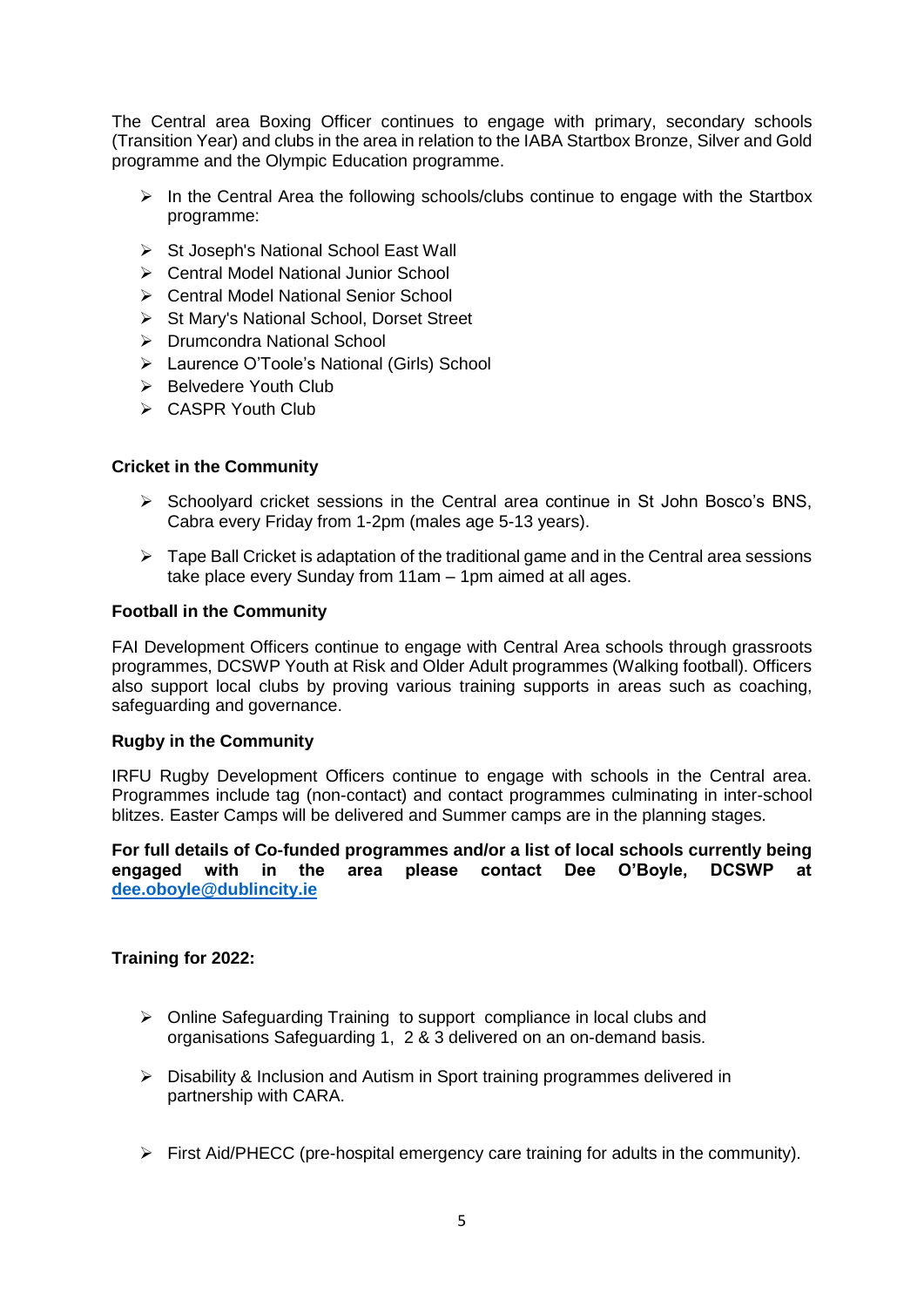The Central area Boxing Officer continues to engage with primary, secondary schools (Transition Year) and clubs in the area in relation to the IABA Startbox Bronze, Silver and Gold programme and the Olympic Education programme.

- In the Central Area the following schools/clubs continue to engage with the Startbox programme:
- St Joseph's National School East Wall
- Central Model National Junior School
- Central Model National Senior School
- St Mary's National School, Dorset Street
- Drumcondra National School
- Laurence O'Toole's National (Girls) School
- Belvedere Youth Club
- CASPR Youth Club

**Cricket in the Community**

- Schoolyard cricket sessions in the Central area continue in St John Bosco's BNS, Cabra every Friday from 1-2pm (males age 5-13 years).
- Tape Ball Cricket is adaptation of the traditional game and in the Central area sessions take place every Sunday from 11am – 1pm aimed at all ages.

**Football in the Community**

FAI Development Officers continue to engage with Central Area schools through grassroots programmes, DCSWP Youth at Risk and Older Adult programmes (Walking football). Officers also support local clubs by proving various training supports in areas such as coaching, safeguarding and governance.

**Rugby in the Community**

IRFU Rugby Development Officers continue to engage with schools in the Central area. Programmes include tag (non-contact) and contact programmes culminating in inter-school blitzes. Easter Camps will be delivered and Summer camps are in the planning stages.

**For full details of Co-funded programmes and/or a list of local schools currently being engaged with in the area please contact Dee O'Boyle, DCSWP at [dee.oboyle@dublincity.ie](mailto:dee.oboyle@dublincity.ie)**

**Training for 2022:**

- Online Safeguarding Training to support compliance in local clubs and organisations Safeguarding 1, 2 & 3 delivered on an on-demand basis.
- Disability & Inclusion and Autism in Sport training programmes delivered in partnership with CARA.
- First Aid/PHECC (pre-hospital emergency care training for adults in the community).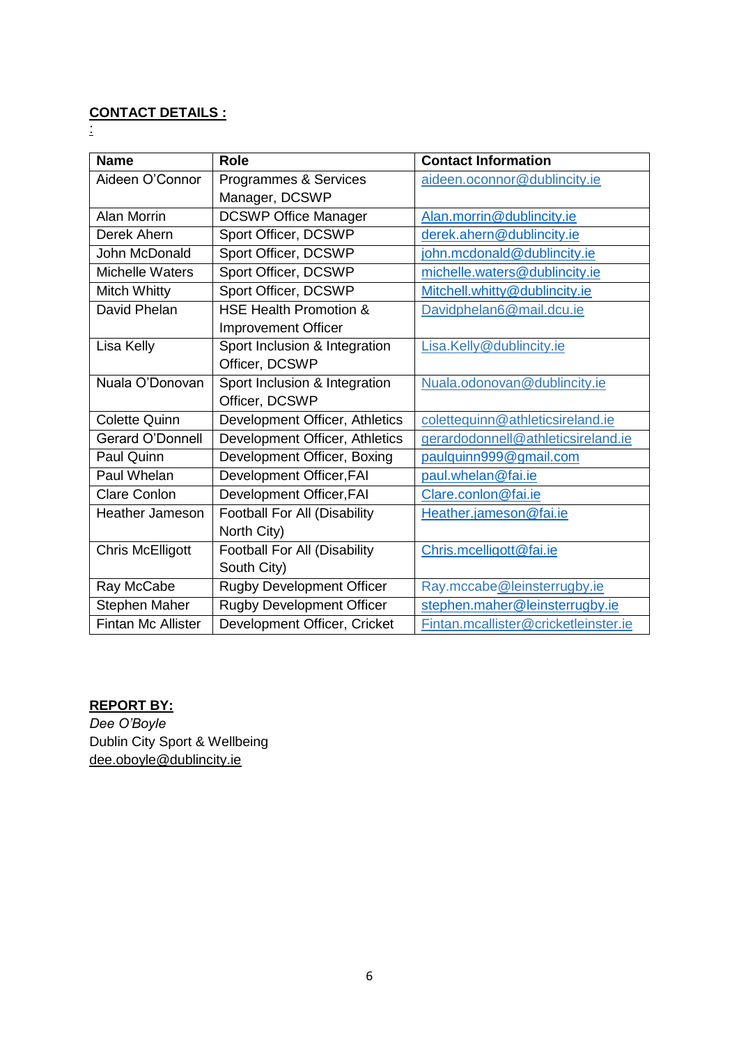**CONTACT DETAILS :**

:

| Name | Role | Contact Information |
|---|---|---|
| Aideen O'Connor | Programmes & Services Manager, DCSWP | aideen.oconnor@dublincity.ie |
| Alan Morrin | DCSWP Office Manager | Alan.morrin@dublincity.ie |
| Derek Ahern | Sport Officer, DCSWP | derek.ahern@dublincity.ie |
| John McDonald | Sport Officer, DCSWP | john.mcdonald@dublincity.ie |
| Michelle Waters | Sport Officer, DCSWP | michelle.waters@dublincity.ie |
| Mitch Whitty | Sport Officer, DCSWP | Mitchell.whitty@dublincity.ie |
| David Phelan | HSE Health Promotion & Improvement Officer | Davidphelan6@mail.dcu.ie |
| Lisa Kelly | Sport Inclusion & Integration Officer, DCSWP | Lisa.Kelly@dublincity.ie |
| Nuala O'Donovan | Sport Inclusion & Integration Officer, DCSWP | Nuala.odonovan@dublincity.ie |
| Colette Quinn | Development Officer, Athletics | colettequinn@athleticsireland.ie |
| Gerard O'Donnell | Development Officer, Athletics | gerardodonnell@athleticsireland.ie |
| Paul Quinn | Development Officer, Boxing | paulquinn999@gmail.com |
| Paul Whelan | Development Officer,FAI | paul.whelan@fai.ie |
| Clare Conlon | Development Officer,FAI | Clare.conlon@fai.ie |
| Heather Jameson | Football For All (Disability North City) | Heather.jameson@fai.ie |
| Chris McElligott | Football For All (Disability South City) | Chris.mcelligott@fai.ie |
| Ray McCabe | Rugby Development Officer | Ray.mccabe@leinsterrugby.ie |
| Stephen Maher | Rugby Development Officer | stephen.maher@leinsterrugby.ie |
| Fintan Mc Allister | Development Officer, Cricket | Fintan.mcallister@cricketleinster.ie |

**REPORT BY:**

*Dee O'Boyle*
Dublin City Sport & Wellbeing
dee.oboyle@dublincity.ie